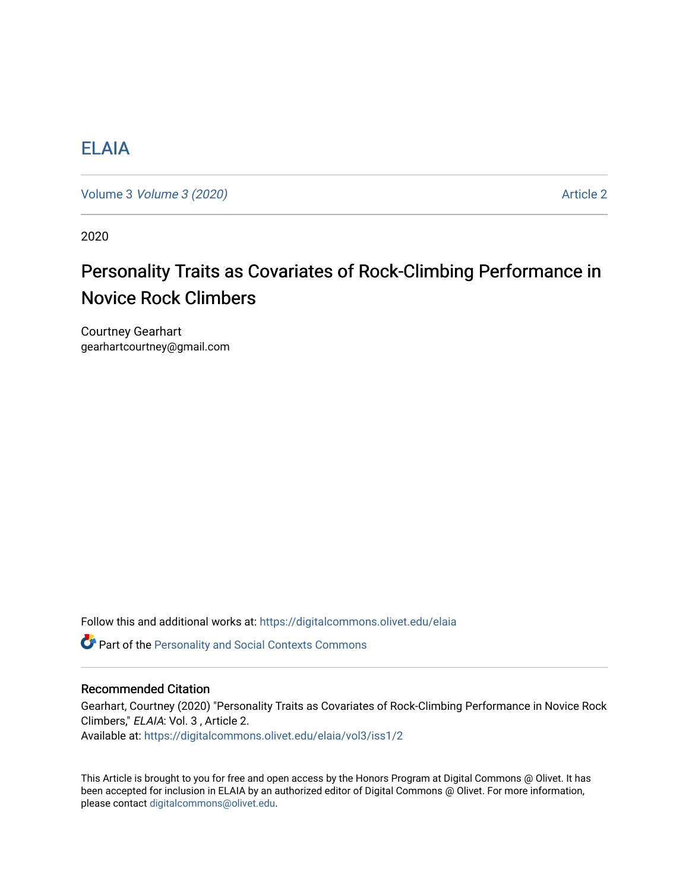ELAIA

Volume 3 *Volume 3 (2020)* Article 2

2020

# Personality Traits as Covariates of Rock-Climbing Performance in Novice Rock Climbers

Courtney Gearhart
gearhartcourtney@gmail.com

Follow this and additional works at: https://digitalcommons.olivet.edu/elaia

Part of the Personality and Social Contexts Commons

## Recommended Citation

Gearhart, Courtney (2020) "Personality Traits as Covariates of Rock-Climbing Performance in Novice Rock Climbers," *ELAIA*: Vol. 3 , Article 2.
Available at: https://digitalcommons.olivet.edu/elaia/vol3/iss1/2

This Article is brought to you for free and open access by the Honors Program at Digital Commons @ Olivet. It has been accepted for inclusion in ELAIA by an authorized editor of Digital Commons @ Olivet. For more information, please contact digitalcommons@olivet.edu.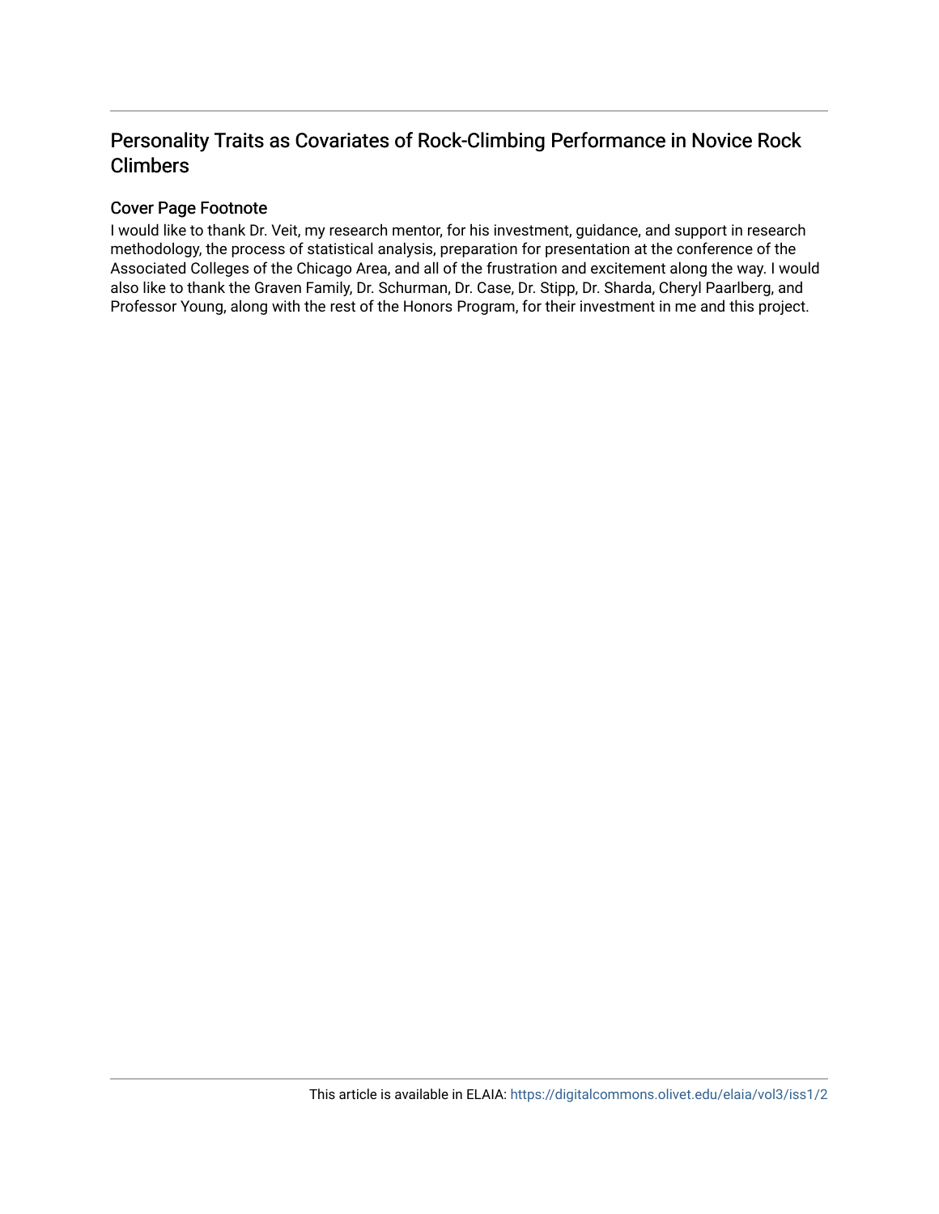# Personality Traits as Covariates of Rock-Climbing Performance in Novice Rock Climbers

## Cover Page Footnote

I would like to thank Dr. Veit, my research mentor, for his investment, guidance, and support in research methodology, the process of statistical analysis, preparation for presentation at the conference of the Associated Colleges of the Chicago Area, and all of the frustration and excitement along the way. I would also like to thank the Graven Family, Dr. Schurman, Dr. Case, Dr. Stipp, Dr. Sharda, Cheryl Paarlberg, and Professor Young, along with the rest of the Honors Program, for their investment in me and this project.

This article is available in ELAIA: https://digitalcommons.olivet.edu/elaia/vol3/iss1/2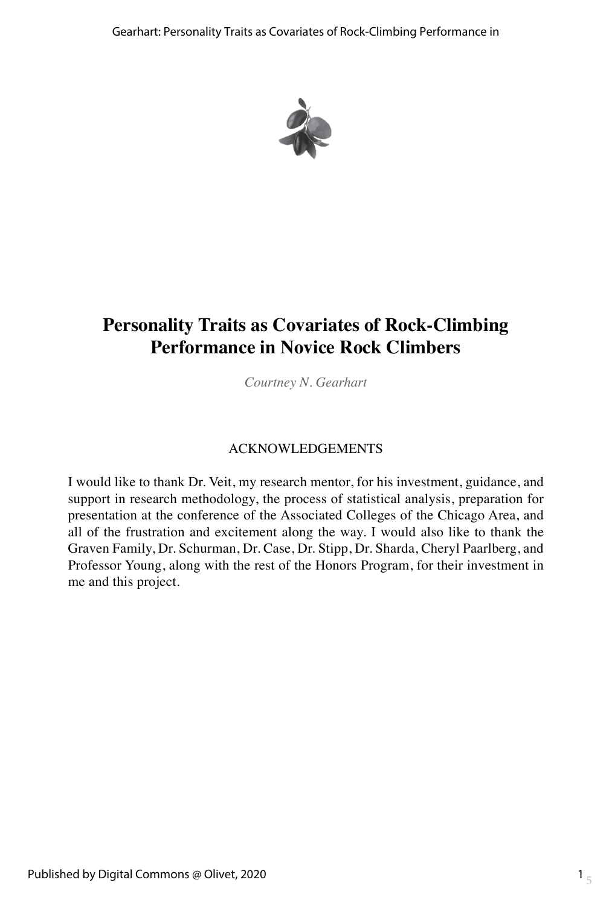# Personality Traits as Covariates of Rock-Climbing Performance in Novice Rock Climbers

*Courtney N. Gearhart*

## ACKNOWLEDGEMENTS

I would like to thank Dr. Veit, my research mentor, for his investment, guidance, and support in research methodology, the process of statistical analysis, preparation for presentation at the conference of the Associated Colleges of the Chicago Area, and all of the frustration and excitement along the way. I would also like to thank the Graven Family, Dr. Schurman, Dr. Case, Dr. Stipp, Dr. Sharda, Cheryl Paarlberg, and Professor Young, along with the rest of the Honors Program, for their investment in me and this project.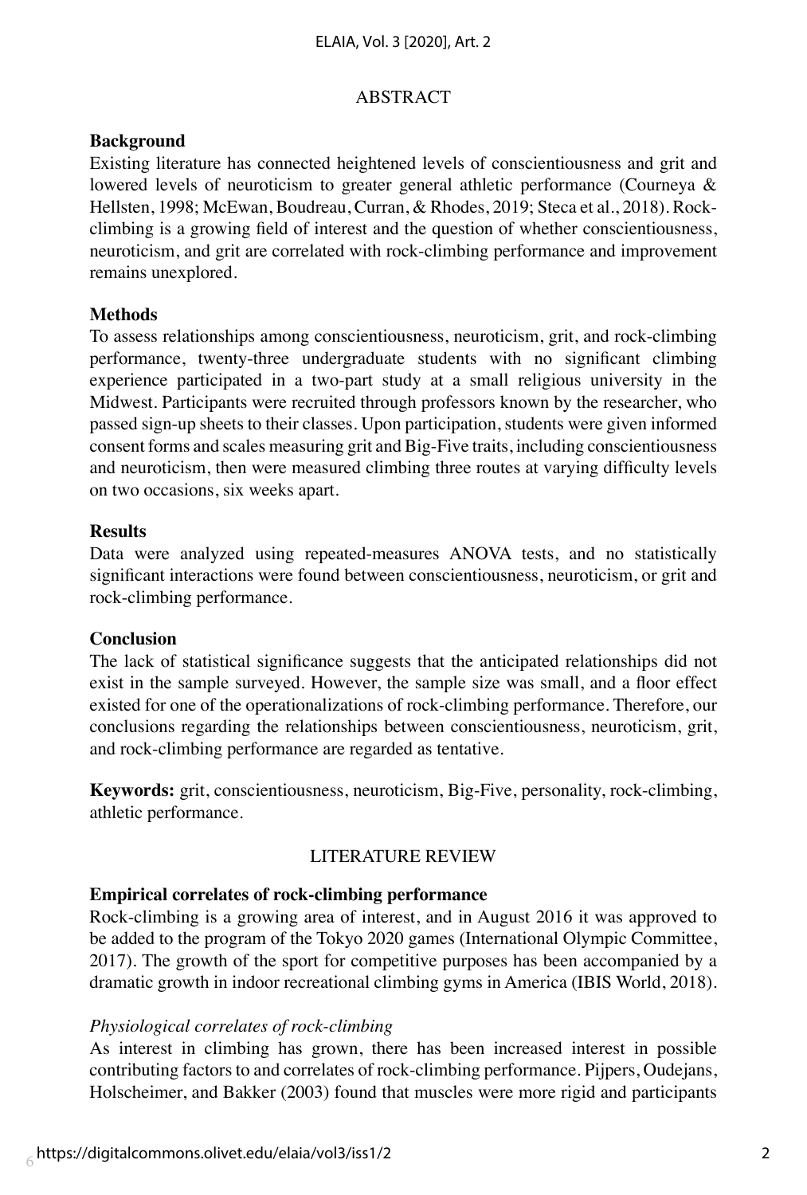## ABSTRACT

### Background

Existing literature has connected heightened levels of conscientiousness and grit and lowered levels of neuroticism to greater general athletic performance (Courneya & Hellsten, 1998; McEwan, Boudreau, Curran, & Rhodes, 2019; Steca et al., 2018). Rock-climbing is a growing field of interest and the question of whether conscientiousness, neuroticism, and grit are correlated with rock-climbing performance and improvement remains unexplored.

### Methods

To assess relationships among conscientiousness, neuroticism, grit, and rock-climbing performance, twenty-three undergraduate students with no significant climbing experience participated in a two-part study at a small religious university in the Midwest. Participants were recruited through professors known by the researcher, who passed sign-up sheets to their classes. Upon participation, students were given informed consent forms and scales measuring grit and Big-Five traits, including conscientiousness and neuroticism, then were measured climbing three routes at varying difficulty levels on two occasions, six weeks apart.

### Results

Data were analyzed using repeated-measures ANOVA tests, and no statistically significant interactions were found between conscientiousness, neuroticism, or grit and rock-climbing performance.

### Conclusion

The lack of statistical significance suggests that the anticipated relationships did not exist in the sample surveyed. However, the sample size was small, and a floor effect existed for one of the operationalizations of rock-climbing performance. Therefore, our conclusions regarding the relationships between conscientiousness, neuroticism, grit, and rock-climbing performance are regarded as tentative.

**Keywords:** grit, conscientiousness, neuroticism, Big-Five, personality, rock-climbing, athletic performance.

## LITERATURE REVIEW

### Empirical correlates of rock-climbing performance

Rock-climbing is a growing area of interest, and in August 2016 it was approved to be added to the program of the Tokyo 2020 games (International Olympic Committee, 2017). The growth of the sport for competitive purposes has been accompanied by a dramatic growth in indoor recreational climbing gyms in America (IBIS World, 2018).

#### *Physiological correlates of rock-climbing*

As interest in climbing has grown, there has been increased interest in possible contributing factors to and correlates of rock-climbing performance. Pijpers, Oudejans, Holscheimer, and Bakker (2003) found that muscles were more rigid and participants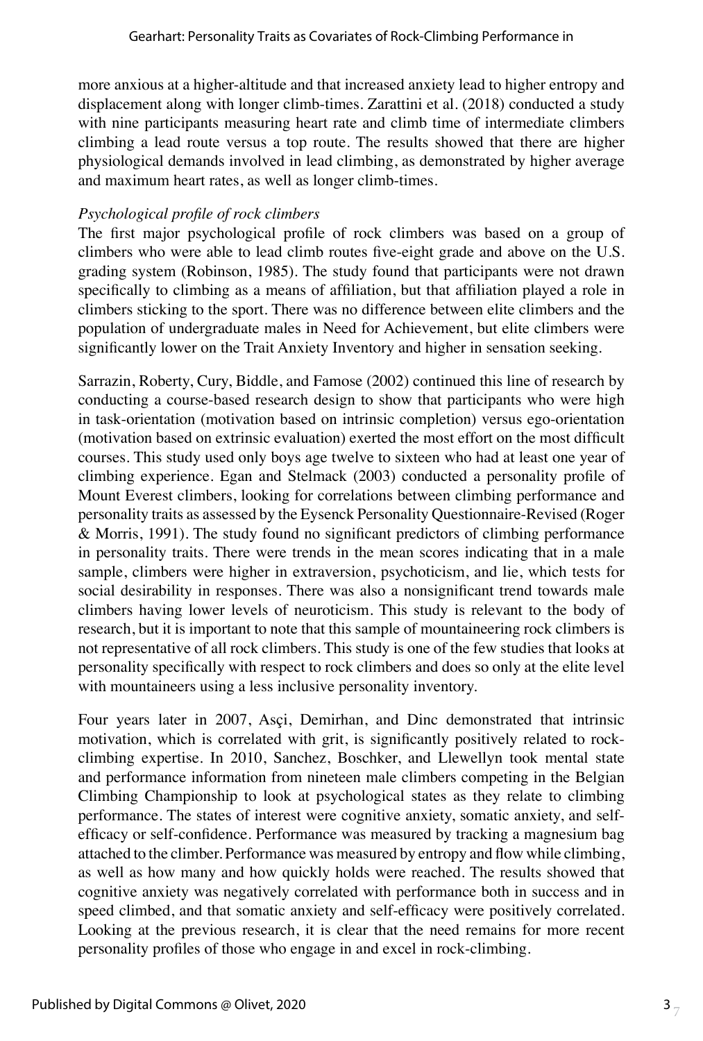more anxious at a higher-altitude and that increased anxiety lead to higher entropy and displacement along with longer climb-times. Zarattini et al. (2018) conducted a study with nine participants measuring heart rate and climb time of intermediate climbers climbing a lead route versus a top route. The results showed that there are higher physiological demands involved in lead climbing, as demonstrated by higher average and maximum heart rates, as well as longer climb-times.

*Psychological profile of rock climbers*

The first major psychological profile of rock climbers was based on a group of climbers who were able to lead climb routes five-eight grade and above on the U.S. grading system (Robinson, 1985). The study found that participants were not drawn specifically to climbing as a means of affiliation, but that affiliation played a role in climbers sticking to the sport. There was no difference between elite climbers and the population of undergraduate males in Need for Achievement, but elite climbers were significantly lower on the Trait Anxiety Inventory and higher in sensation seeking.

Sarrazin, Roberty, Cury, Biddle, and Famose (2002) continued this line of research by conducting a course-based research design to show that participants who were high in task-orientation (motivation based on intrinsic completion) versus ego-orientation (motivation based on extrinsic evaluation) exerted the most effort on the most difficult courses. This study used only boys age twelve to sixteen who had at least one year of climbing experience. Egan and Stelmack (2003) conducted a personality profile of Mount Everest climbers, looking for correlations between climbing performance and personality traits as assessed by the Eysenck Personality Questionnaire-Revised (Roger & Morris, 1991). The study found no significant predictors of climbing performance in personality traits. There were trends in the mean scores indicating that in a male sample, climbers were higher in extraversion, psychoticism, and lie, which tests for social desirability in responses. There was also a nonsignificant trend towards male climbers having lower levels of neuroticism. This study is relevant to the body of research, but it is important to note that this sample of mountaineering rock climbers is not representative of all rock climbers. This study is one of the few studies that looks at personality specifically with respect to rock climbers and does so only at the elite level with mountaineers using a less inclusive personality inventory.

Four years later in 2007, Asçi, Demirhan, and Dinc demonstrated that intrinsic motivation, which is correlated with grit, is significantly positively related to rock-climbing expertise. In 2010, Sanchez, Boschker, and Llewellyn took mental state and performance information from nineteen male climbers competing in the Belgian Climbing Championship to look at psychological states as they relate to climbing performance. The states of interest were cognitive anxiety, somatic anxiety, and self-efficacy or self-confidence. Performance was measured by tracking a magnesium bag attached to the climber. Performance was measured by entropy and flow while climbing, as well as how many and how quickly holds were reached. The results showed that cognitive anxiety was negatively correlated with performance both in success and in speed climbed, and that somatic anxiety and self-efficacy were positively correlated. Looking at the previous research, it is clear that the need remains for more recent personality profiles of those who engage in and excel in rock-climbing.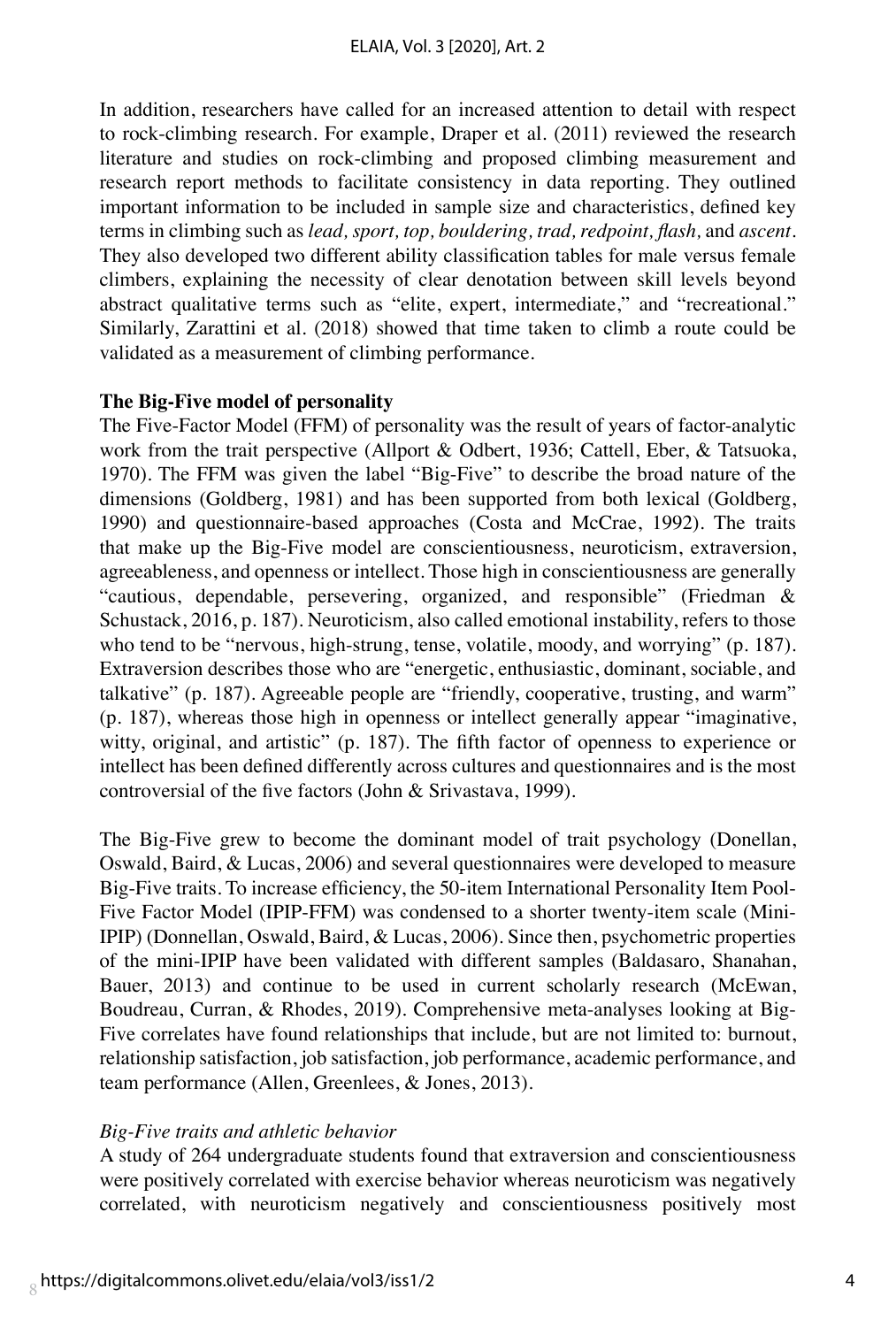In addition, researchers have called for an increased attention to detail with respect to rock-climbing research. For example, Draper et al. (2011) reviewed the research literature and studies on rock-climbing and proposed climbing measurement and research report methods to facilitate consistency in data reporting. They outlined important information to be included in sample size and characteristics, defined key terms in climbing such as *lead, sport, top, bouldering, trad, redpoint, flash,* and *ascent*. They also developed two different ability classification tables for male versus female climbers, explaining the necessity of clear denotation between skill levels beyond abstract qualitative terms such as "elite, expert, intermediate," and "recreational." Similarly, Zarattini et al. (2018) showed that time taken to climb a route could be validated as a measurement of climbing performance.

### The Big-Five model of personality

The Five-Factor Model (FFM) of personality was the result of years of factor-analytic work from the trait perspective (Allport & Odbert, 1936; Cattell, Eber, & Tatsuoka, 1970). The FFM was given the label "Big-Five" to describe the broad nature of the dimensions (Goldberg, 1981) and has been supported from both lexical (Goldberg, 1990) and questionnaire-based approaches (Costa and McCrae, 1992). The traits that make up the Big-Five model are conscientiousness, neuroticism, extraversion, agreeableness, and openness or intellect. Those high in conscientiousness are generally "cautious, dependable, persevering, organized, and responsible" (Friedman & Schustack, 2016, p. 187). Neuroticism, also called emotional instability, refers to those who tend to be "nervous, high-strung, tense, volatile, moody, and worrying" (p. 187). Extraversion describes those who are "energetic, enthusiastic, dominant, sociable, and talkative" (p. 187). Agreeable people are "friendly, cooperative, trusting, and warm" (p. 187), whereas those high in openness or intellect generally appear "imaginative, witty, original, and artistic" (p. 187). The fifth factor of openness to experience or intellect has been defined differently across cultures and questionnaires and is the most controversial of the five factors (John & Srivastava, 1999).

The Big-Five grew to become the dominant model of trait psychology (Donellan, Oswald, Baird, & Lucas, 2006) and several questionnaires were developed to measure Big-Five traits. To increase efficiency, the 50-item International Personality Item Pool-Five Factor Model (IPIP-FFM) was condensed to a shorter twenty-item scale (Mini-IPIP) (Donnellan, Oswald, Baird, & Lucas, 2006). Since then, psychometric properties of the mini-IPIP have been validated with different samples (Baldasaro, Shanahan, Bauer, 2013) and continue to be used in current scholarly research (McEwan, Boudreau, Curran, & Rhodes, 2019). Comprehensive meta-analyses looking at Big-Five correlates have found relationships that include, but are not limited to: burnout, relationship satisfaction, job satisfaction, job performance, academic performance, and team performance (Allen, Greenlees, & Jones, 2013).

#### *Big-Five traits and athletic behavior*

A study of 264 undergraduate students found that extraversion and conscientiousness were positively correlated with exercise behavior whereas neuroticism was negatively correlated, with neuroticism negatively and conscientiousness positively most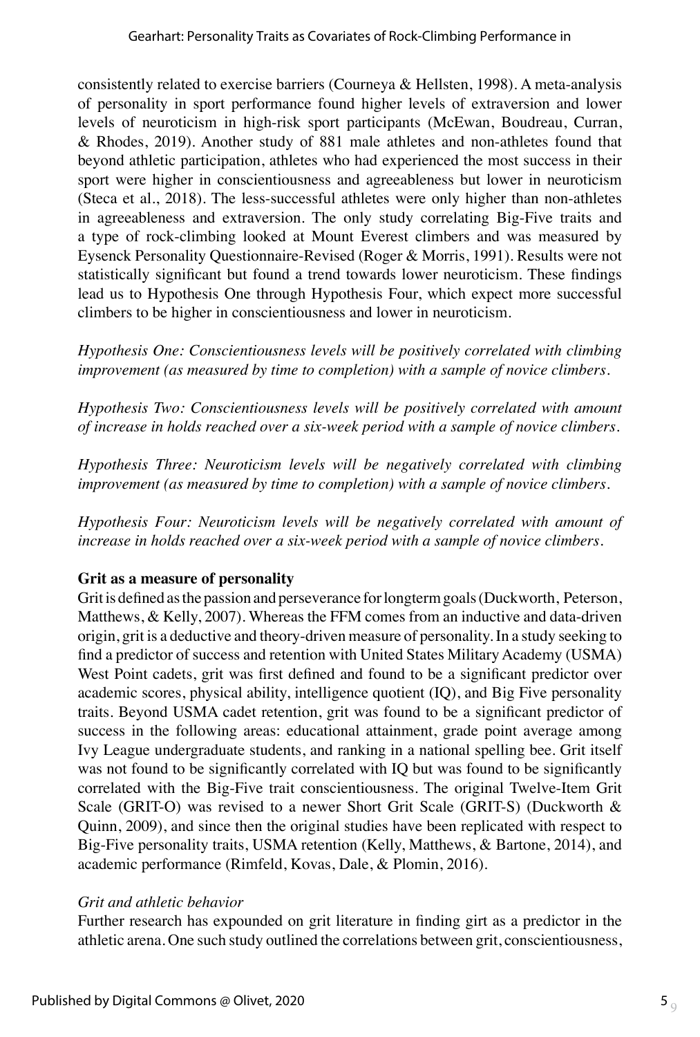consistently related to exercise barriers (Courneya & Hellsten, 1998). A meta-analysis of personality in sport performance found higher levels of extraversion and lower levels of neuroticism in high-risk sport participants (McEwan, Boudreau, Curran, & Rhodes, 2019). Another study of 881 male athletes and non-athletes found that beyond athletic participation, athletes who had experienced the most success in their sport were higher in conscientiousness and agreeableness but lower in neuroticism (Steca et al., 2018). The less-successful athletes were only higher than non-athletes in agreeableness and extraversion. The only study correlating Big-Five traits and a type of rock-climbing looked at Mount Everest climbers and was measured by Eysenck Personality Questionnaire-Revised (Roger & Morris, 1991). Results were not statistically significant but found a trend towards lower neuroticism. These findings lead us to Hypothesis One through Hypothesis Four, which expect more successful climbers to be higher in conscientiousness and lower in neuroticism.

*Hypothesis One: Conscientiousness levels will be positively correlated with climbing improvement (as measured by time to completion) with a sample of novice climbers.*

*Hypothesis Two: Conscientiousness levels will be positively correlated with amount of increase in holds reached over a six-week period with a sample of novice climbers.*

*Hypothesis Three: Neuroticism levels will be negatively correlated with climbing improvement (as measured by time to completion) with a sample of novice climbers.*

*Hypothesis Four: Neuroticism levels will be negatively correlated with amount of increase in holds reached over a six-week period with a sample of novice climbers.*

**Grit as a measure of personality**

Grit is defined as the passion and perseverance for longterm goals (Duckworth, Peterson, Matthews, & Kelly, 2007). Whereas the FFM comes from an inductive and data-driven origin, grit is a deductive and theory-driven measure of personality. In a study seeking to find a predictor of success and retention with United States Military Academy (USMA) West Point cadets, grit was first defined and found to be a significant predictor over academic scores, physical ability, intelligence quotient (IQ), and Big Five personality traits. Beyond USMA cadet retention, grit was found to be a significant predictor of success in the following areas: educational attainment, grade point average among Ivy League undergraduate students, and ranking in a national spelling bee. Grit itself was not found to be significantly correlated with IQ but was found to be significantly correlated with the Big-Five trait conscientiousness. The original Twelve-Item Grit Scale (GRIT-O) was revised to a newer Short Grit Scale (GRIT-S) (Duckworth & Quinn, 2009), and since then the original studies have been replicated with respect to Big-Five personality traits, USMA retention (Kelly, Matthews, & Bartone, 2014), and academic performance (Rimfeld, Kovas, Dale, & Plomin, 2016).

*Grit and athletic behavior*

Further research has expounded on grit literature in finding girt as a predictor in the athletic arena. One such study outlined the correlations between grit, conscientiousness,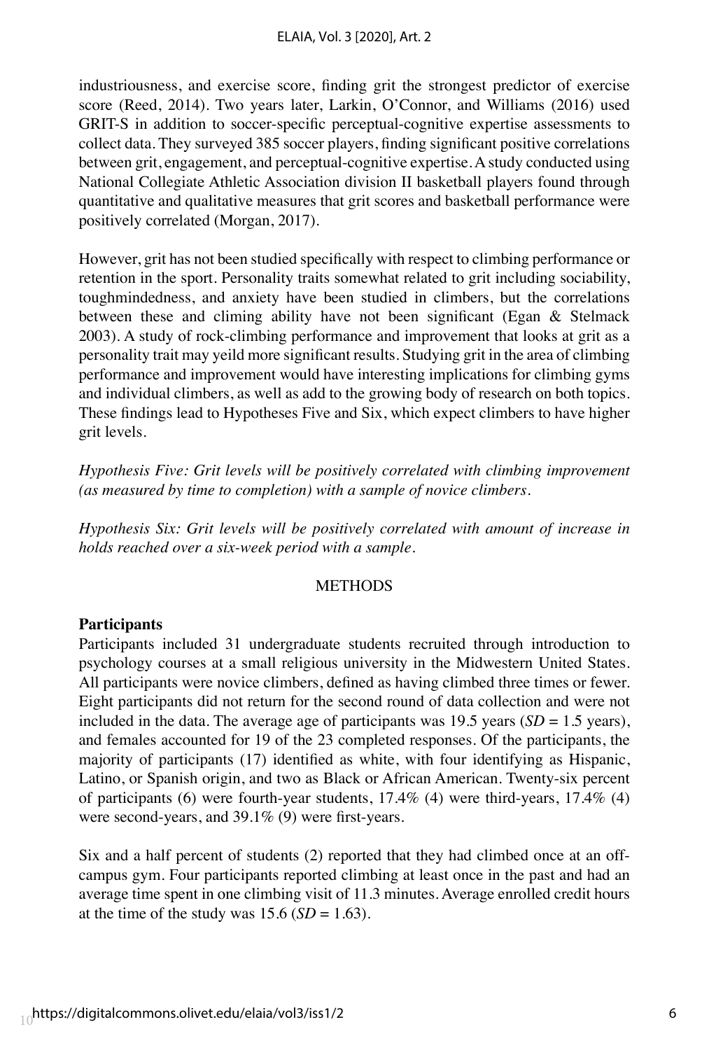industriousness, and exercise score, finding grit the strongest predictor of exercise score (Reed, 2014). Two years later, Larkin, O'Connor, and Williams (2016) used GRIT-S in addition to soccer-specific perceptual-cognitive expertise assessments to collect data. They surveyed 385 soccer players, finding significant positive correlations between grit, engagement, and perceptual-cognitive expertise. A study conducted using National Collegiate Athletic Association division II basketball players found through quantitative and qualitative measures that grit scores and basketball performance were positively correlated (Morgan, 2017).

However, grit has not been studied specifically with respect to climbing performance or retention in the sport. Personality traits somewhat related to grit including sociability, toughmindedness, and anxiety have been studied in climbers, but the correlations between these and climing ability have not been significant (Egan & Stelmack 2003). A study of rock-climbing performance and improvement that looks at grit as a personality trait may yeild more significant results. Studying grit in the area of climbing performance and improvement would have interesting implications for climbing gyms and individual climbers, as well as add to the growing body of research on both topics. These findings lead to Hypotheses Five and Six, which expect climbers to have higher grit levels.

*Hypothesis Five: Grit levels will be positively correlated with climbing improvement (as measured by time to completion) with a sample of novice climbers.*

*Hypothesis Six: Grit levels will be positively correlated with amount of increase in holds reached over a six-week period with a sample.*

## METHODS

### Participants

Participants included 31 undergraduate students recruited through introduction to psychology courses at a small religious university in the Midwestern United States. All participants were novice climbers, defined as having climbed three times or fewer. Eight participants did not return for the second round of data collection and were not included in the data. The average age of participants was 19.5 years (*SD* = 1.5 years), and females accounted for 19 of the 23 completed responses. Of the participants, the majority of participants (17) identified as white, with four identifying as Hispanic, Latino, or Spanish origin, and two as Black or African American. Twenty-six percent of participants (6) were fourth-year students, 17.4% (4) were third-years, 17.4% (4) were second-years, and 39.1% (9) were first-years.

Six and a half percent of students (2) reported that they had climbed once at an off-campus gym. Four participants reported climbing at least once in the past and had an average time spent in one climbing visit of 11.3 minutes. Average enrolled credit hours at the time of the study was 15.6 (*SD* = 1.63).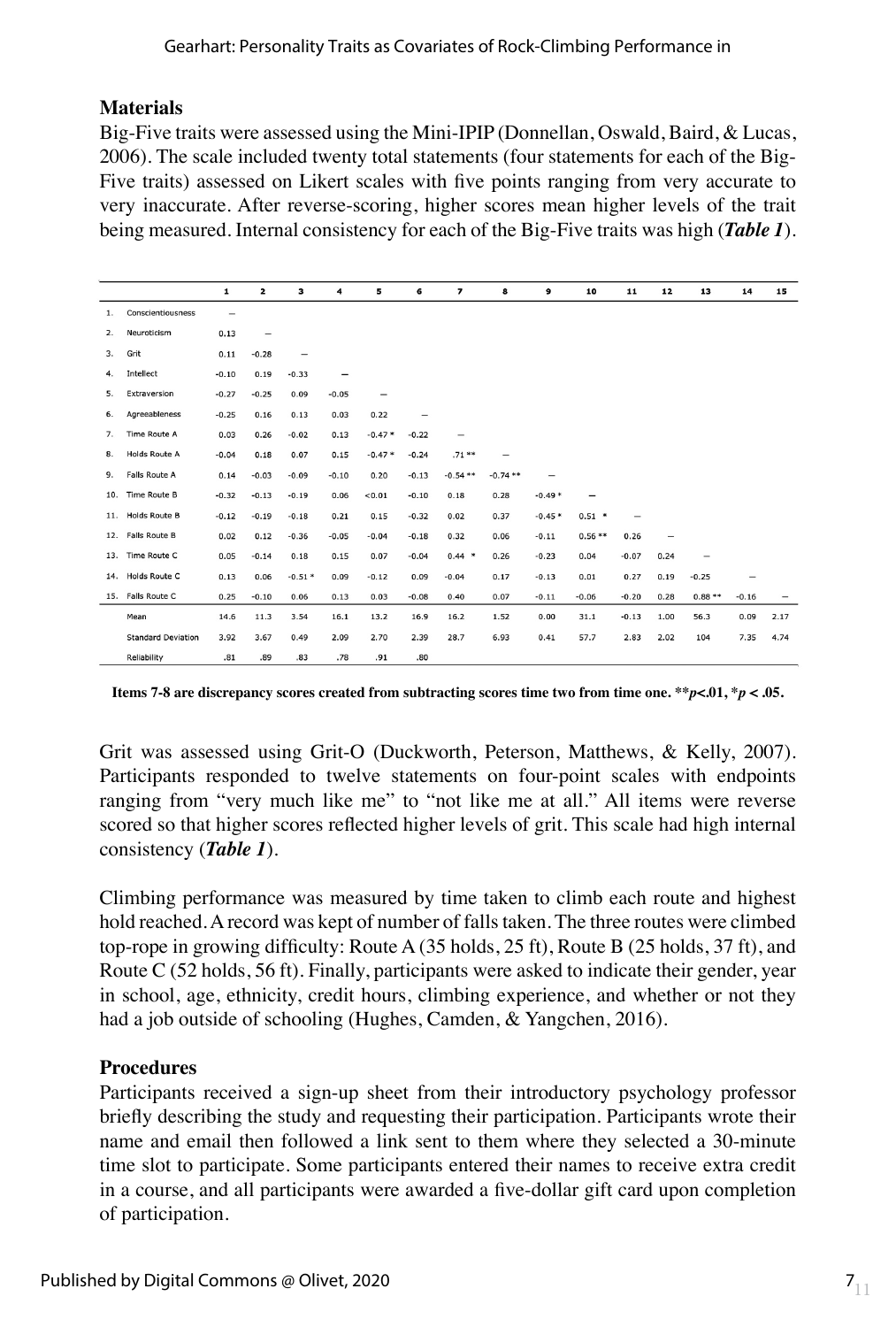### Materials

Big-Five traits were assessed using the Mini-IPIP (Donnellan, Oswald, Baird, & Lucas, 2006). The scale included twenty total statements (four statements for each of the Big-Five traits) assessed on Likert scales with five points ranging from very accurate to very inaccurate. After reverse-scoring, higher scores mean higher levels of the trait being measured. Internal consistency for each of the Big-Five traits was high (***Table 1***).

| | | 1 | 2 | 3 | 4 | 5 | 6 | 7 | 8 | 9 | 10 | 11 | 12 | 13 | 14 | 15 |
|---|---|---|---|---|---|---|---|---|---|---|---|---|---|---|---|---|
| 1. | Conscientiousness | – | | | | | | | | | | | | | | |
| 2. | Neuroticism | 0.13 | – | | | | | | | | | | | | | |
| 3. | Grit | 0.11 | -0.28 | – | | | | | | | | | | | | |
| 4. | Intellect | -0.10 | 0.19 | -0.33 | – | | | | | | | | | | | |
| 5. | Extraversion | -0.27 | -0.25 | 0.09 | -0.05 | – | | | | | | | | | | |
| 6. | Agreeableness | -0.25 | 0.16 | 0.13 | 0.03 | 0.22 | – | | | | | | | | | |
| 7. | Time Route A | 0.03 | 0.26 | -0.02 | 0.13 | -0.47 * | -0.22 | – | | | | | | | | |
| 8. | Holds Route A | -0.04 | 0.18 | 0.07 | 0.15 | -0.47 * | -0.24 | .71 ** | – | | | | | | | |
| 9. | Falls Route A | 0.14 | -0.03 | -0.09 | -0.10 | 0.20 | -0.13 | -0.54 ** | -0.74 ** | – | | | | | | |
| 10. | Time Route B | -0.32 | -0.13 | -0.19 | 0.06 | <0.01 | -0.10 | 0.18 | 0.28 | -0.49 * | – | | | | | |
| 11. | Holds Route B | -0.12 | -0.19 | -0.18 | 0.21 | 0.15 | -0.32 | 0.02 | 0.37 | -0.45 * | 0.51 * | – | | | | |
| 12. | Falls Route B | 0.02 | 0.12 | -0.36 | -0.05 | -0.04 | -0.18 | 0.32 | 0.06 | -0.11 | 0.56 ** | 0.26 | – | | | |
| 13. | Time Route C | 0.05 | -0.14 | 0.18 | 0.15 | 0.07 | -0.04 | 0.44 * | 0.26 | -0.23 | 0.04 | -0.07 | 0.24 | – | | |
| 14. | Holds Route C | 0.13 | 0.06 | -0.51 * | 0.09 | -0.12 | 0.09 | -0.04 | 0.17 | -0.13 | 0.01 | 0.27 | 0.19 | -0.25 | – | |
| 15. | Falls Route C | 0.25 | -0.10 | 0.06 | 0.13 | 0.03 | -0.08 | 0.40 | 0.07 | -0.11 | -0.06 | -0.20 | 0.28 | 0.88 ** | -0.16 | – |
| | Mean | 14.6 | 11.3 | 3.54 | 16.1 | 13.2 | 16.9 | 16.2 | 1.52 | 0.00 | 31.1 | -0.13 | 1.00 | 56.3 | 0.09 | 2.17 |
| | Standard Deviation | 3.92 | 3.67 | 0.49 | 2.09 | 2.70 | 2.39 | 28.7 | 6.93 | 0.41 | 57.7 | 2.83 | 2.02 | 104 | 7.35 | 4.74 |
| | Reliability | .81 | .89 | .83 | .78 | .91 | .80 | | | | | | | | | |

**Items 7-8 are discrepancy scores created from subtracting scores time two from time one. **$p<.01$, *$p<.05$.**

Grit was assessed using Grit-O (Duckworth, Peterson, Matthews, & Kelly, 2007). Participants responded to twelve statements on four-point scales with endpoints ranging from "very much like me" to "not like me at all." All items were reverse scored so that higher scores reflected higher levels of grit. This scale had high internal consistency (***Table 1***).

Climbing performance was measured by time taken to climb each route and highest hold reached. A record was kept of number of falls taken. The three routes were climbed top-rope in growing difficulty: Route A (35 holds, 25 ft), Route B (25 holds, 37 ft), and Route C (52 holds, 56 ft). Finally, participants were asked to indicate their gender, year in school, age, ethnicity, credit hours, climbing experience, and whether or not they had a job outside of schooling (Hughes, Camden, & Yangchen, 2016).

### Procedures

Participants received a sign-up sheet from their introductory psychology professor briefly describing the study and requesting their participation. Participants wrote their name and email then followed a link sent to them where they selected a 30-minute time slot to participate. Some participants entered their names to receive extra credit in a course, and all participants were awarded a five-dollar gift card upon completion of participation.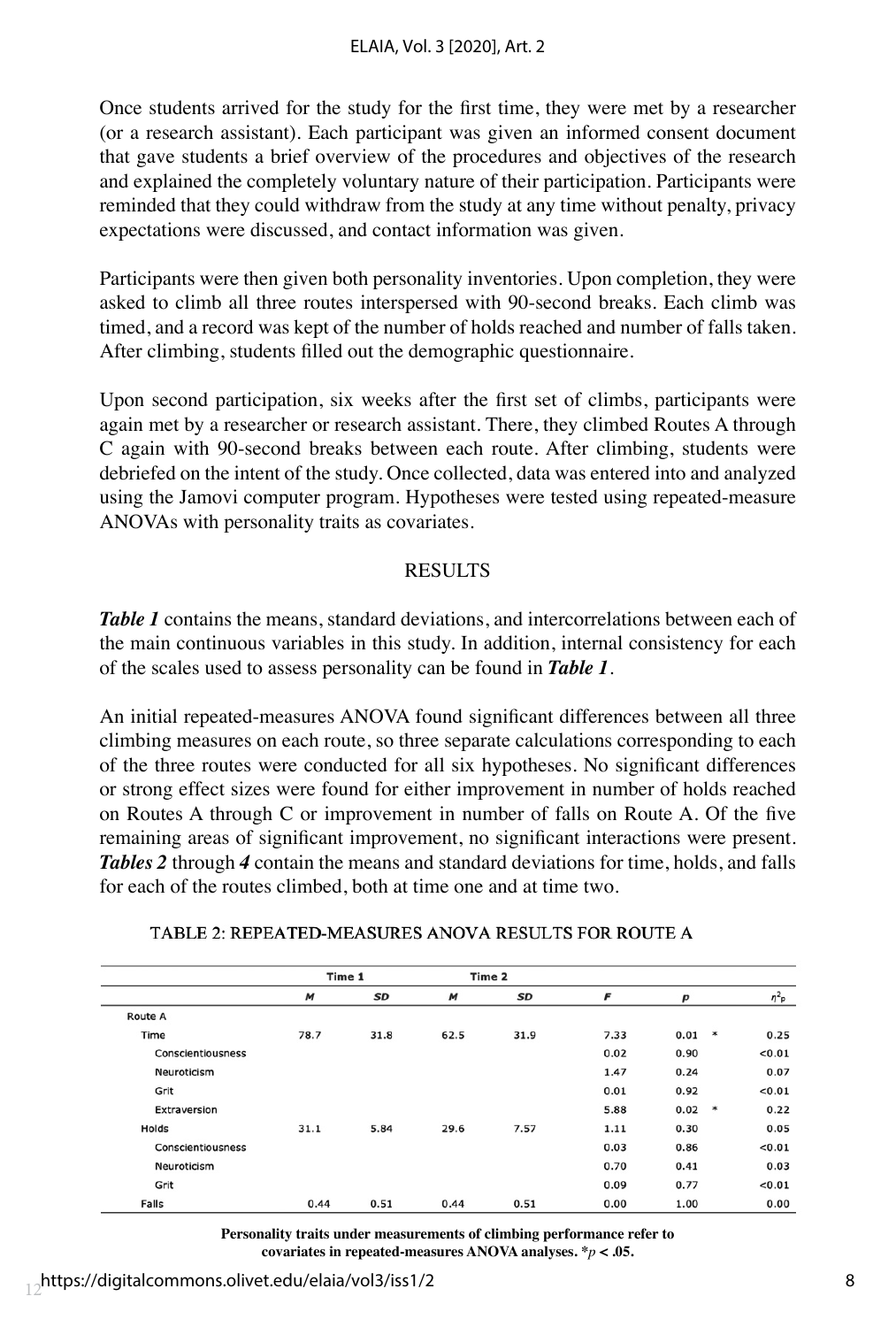Once students arrived for the study for the first time, they were met by a researcher (or a research assistant). Each participant was given an informed consent document that gave students a brief overview of the procedures and objectives of the research and explained the completely voluntary nature of their participation. Participants were reminded that they could withdraw from the study at any time without penalty, privacy expectations were discussed, and contact information was given.

Participants were then given both personality inventories. Upon completion, they were asked to climb all three routes interspersed with 90-second breaks. Each climb was timed, and a record was kept of the number of holds reached and number of falls taken. After climbing, students filled out the demographic questionnaire.

Upon second participation, six weeks after the first set of climbs, participants were again met by a researcher or research assistant. There, they climbed Routes A through C again with 90-second breaks between each route. After climbing, students were debriefed on the intent of the study. Once collected, data was entered into and analyzed using the Jamovi computer program. Hypotheses were tested using repeated-measure ANOVAs with personality traits as covariates.

## RESULTS

***Table 1*** contains the means, standard deviations, and intercorrelations between each of the main continuous variables in this study. In addition, internal consistency for each of the scales used to assess personality can be found in ***Table 1***.

An initial repeated-measures ANOVA found significant differences between all three climbing measures on each route, so three separate calculations corresponding to each of the three routes were conducted for all six hypotheses. No significant differences or strong effect sizes were found for either improvement in number of holds reached on Routes A through C or improvement in number of falls on Route A. Of the five remaining areas of significant improvement, no significant interactions were present. ***Tables 2*** through ***4*** contain the means and standard deviations for time, holds, and falls for each of the routes climbed, both at time one and at time two.

TABLE 2: REPEATED-MEASURES ANOVA RESULTS FOR ROUTE A

| | Time 1 | | Time 2 | | | | | |
|---|---|---|---|---|---|---|---|---|
| | *M* | *SD* | *M* | *SD* | *F* | *p* | | $\eta^2_p$ |
| Route A | | | | | | | | |
| Time | 78.7 | 31.8 | 62.5 | 31.9 | 7.33 | 0.01 | * | 0.25 |
| Conscientiousness | | | | | 0.02 | 0.90 | | <0.01 |
| Neuroticism | | | | | 1.47 | 0.24 | | 0.07 |
| Grit | | | | | 0.01 | 0.92 | | <0.01 |
| Extraversion | | | | | 5.88 | 0.02 | * | 0.22 |
| Holds | 31.1 | 5.84 | 29.6 | 7.57 | 1.11 | 0.30 | | 0.05 |
| Conscientiousness | | | | | 0.03 | 0.86 | | <0.01 |
| Neuroticism | | | | | 0.70 | 0.41 | | 0.03 |
| Grit | | | | | 0.09 | 0.77 | | <0.01 |
| Falls | 0.44 | 0.51 | 0.44 | 0.51 | 0.00 | 1.00 | | 0.00 |

**Personality traits under measurements of climbing performance refer to covariates in repeated-measures ANOVA analyses. \*$p < .05$.**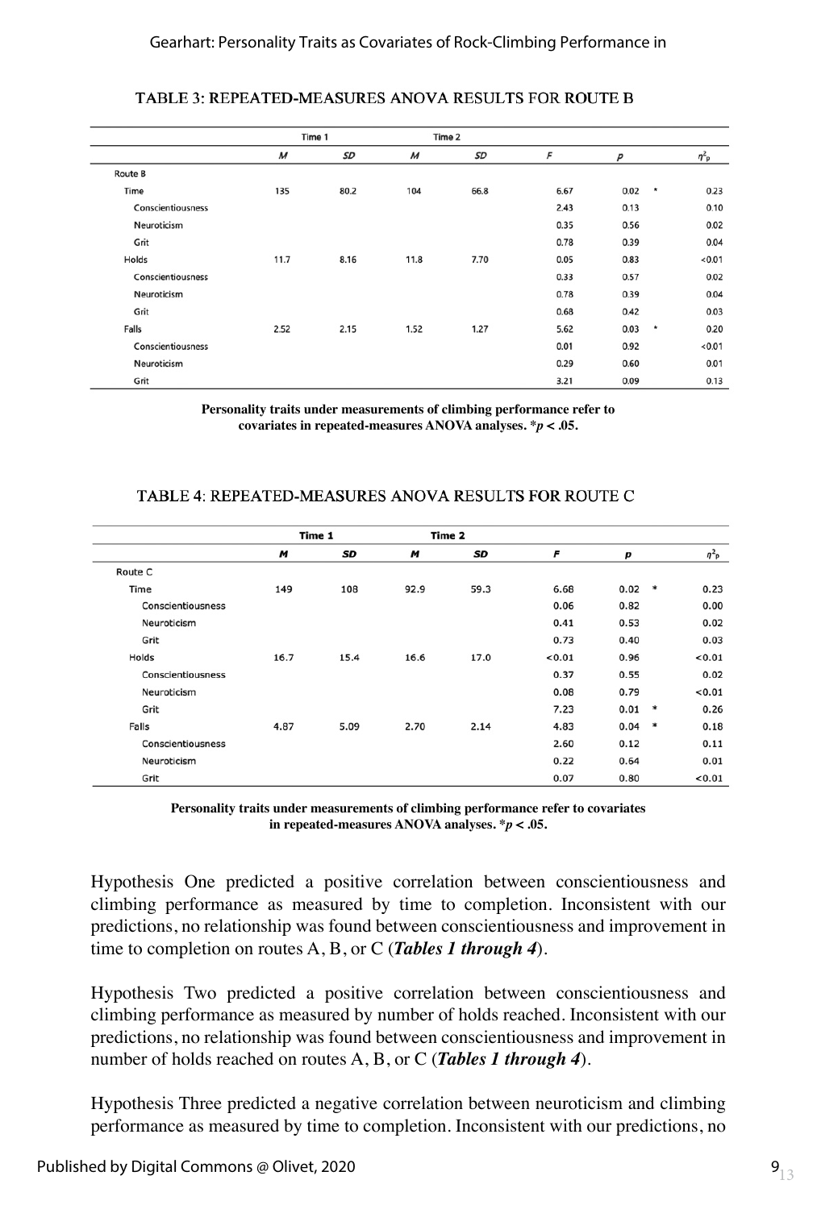TABLE 3: REPEATED-MEASURES ANOVA RESULTS FOR ROUTE B

| | Time 1 | | Time 2 | | | | | |
|---|---|---|---|---|---|---|---|---|
| | *M* | *SD* | *M* | *SD* | *F* | *p* | | $\eta^2_p$ |
| Route B | | | | | | | | |
| Time | 135 | 80.2 | 104 | 66.8 | 6.67 | 0.02 | * | 0.23 |
| Conscientiousness | | | | | 2.43 | 0.13 | | 0.10 |
| Neuroticism | | | | | 0.35 | 0.56 | | 0.02 |
| Grit | | | | | 0.78 | 0.39 | | 0.04 |
| Holds | 11.7 | 8.16 | 11.8 | 7.70 | 0.05 | 0.83 | | <0.01 |
| Conscientiousness | | | | | 0.33 | 0.57 | | 0.02 |
| Neuroticism | | | | | 0.78 | 0.39 | | 0.04 |
| Grit | | | | | 0.68 | 0.42 | | 0.03 |
| Falls | 2.52 | 2.15 | 1.52 | 1.27 | 5.62 | 0.03 | * | 0.20 |
| Conscientiousness | | | | | 0.01 | 0.92 | | <0.01 |
| Neuroticism | | | | | 0.29 | 0.60 | | 0.01 |
| Grit | | | | | 3.21 | 0.09 | | 0.13 |

**Personality traits under measurements of climbing performance refer to covariates in repeated-measures ANOVA analyses. \****p*** **< .05.**

TABLE 4: REPEATED-MEASURES ANOVA RESULTS FOR ROUTE C

| | Time 1 | | Time 2 | | | | | |
|---|---|---|---|---|---|---|---|---|
| | *M* | *SD* | *M* | *SD* | *F* | *p* | | $\eta^2_p$ |
| Route C | | | | | | | | |
| Time | 149 | 108 | 92.9 | 59.3 | 6.68 | 0.02 | * | 0.23 |
| Conscientiousness | | | | | 0.06 | 0.82 | | 0.00 |
| Neuroticism | | | | | 0.41 | 0.53 | | 0.02 |
| Grit | | | | | 0.73 | 0.40 | | 0.03 |
| Holds | 16.7 | 15.4 | 16.6 | 17.0 | <0.01 | 0.96 | | <0.01 |
| Conscientiousness | | | | | 0.37 | 0.55 | | 0.02 |
| Neuroticism | | | | | 0.08 | 0.79 | | <0.01 |
| Grit | | | | | 7.23 | 0.01 | * | 0.26 |
| Falls | 4.87 | 5.09 | 2.70 | 2.14 | 4.83 | 0.04 | * | 0.18 |
| Conscientiousness | | | | | 2.60 | 0.12 | | 0.11 |
| Neuroticism | | | | | 0.22 | 0.64 | | 0.01 |
| Grit | | | | | 0.07 | 0.80 | | <0.01 |

**Personality traits under measurements of climbing performance refer to covariates in repeated-measures ANOVA analyses. \****p*** **< .05.**

Hypothesis One predicted a positive correlation between conscientiousness and climbing performance as measured by time to completion. Inconsistent with our predictions, no relationship was found between conscientiousness and improvement in time to completion on routes A, B, or C (***Tables 1 through 4***).

Hypothesis Two predicted a positive correlation between conscientiousness and climbing performance as measured by number of holds reached. Inconsistent with our predictions, no relationship was found between conscientiousness and improvement in number of holds reached on routes A, B, or C (***Tables 1 through 4***).

Hypothesis Three predicted a negative correlation between neuroticism and climbing performance as measured by time to completion. Inconsistent with our predictions, no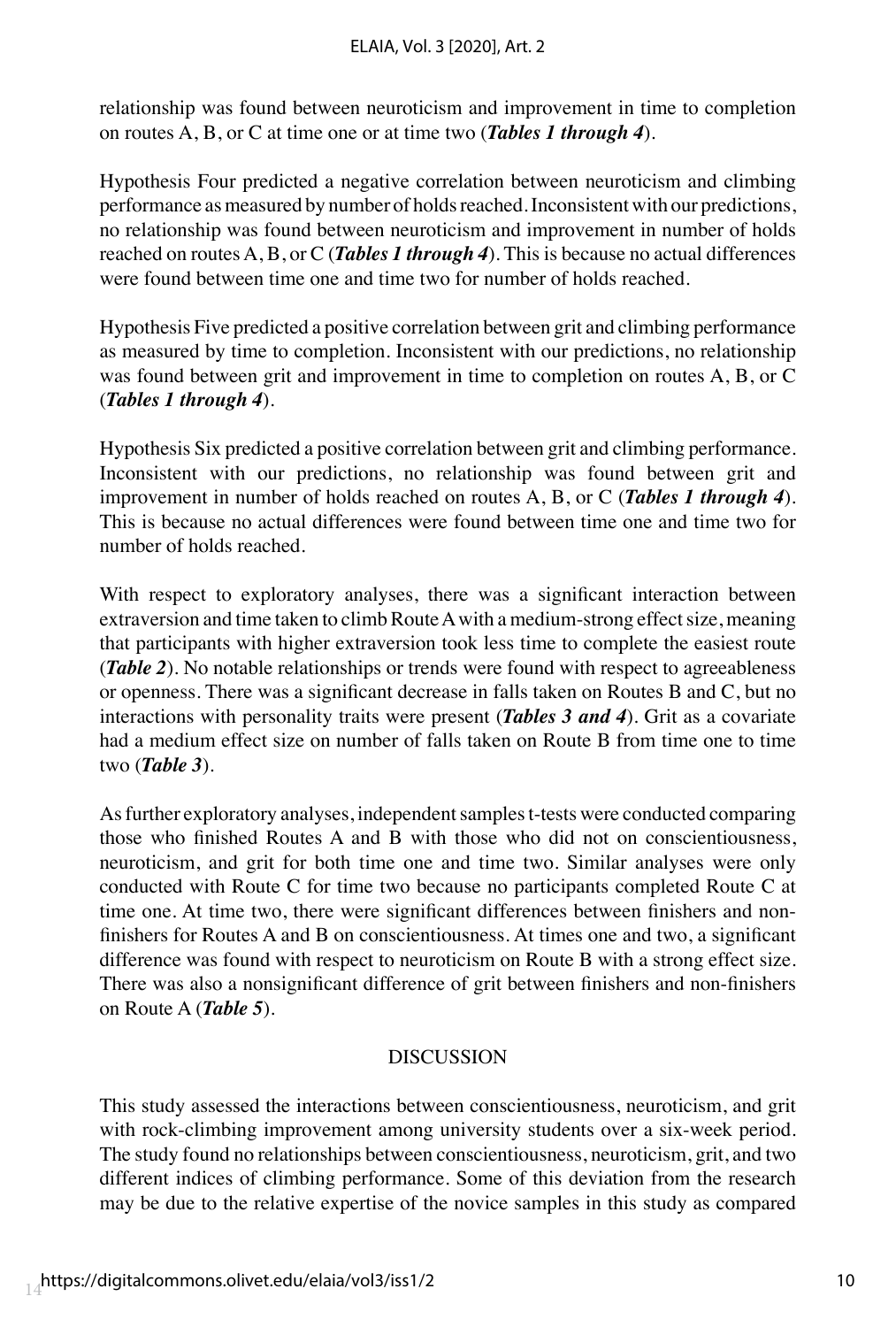relationship was found between neuroticism and improvement in time to completion on routes A, B, or C at time one or at time two (***Tables 1 through 4***).

Hypothesis Four predicted a negative correlation between neuroticism and climbing performance as measured by number of holds reached. Inconsistent with our predictions, no relationship was found between neuroticism and improvement in number of holds reached on routes A, B, or C (***Tables 1 through 4***). This is because no actual differences were found between time one and time two for number of holds reached.

Hypothesis Five predicted a positive correlation between grit and climbing performance as measured by time to completion. Inconsistent with our predictions, no relationship was found between grit and improvement in time to completion on routes A, B, or C (***Tables 1 through 4***).

Hypothesis Six predicted a positive correlation between grit and climbing performance. Inconsistent with our predictions, no relationship was found between grit and improvement in number of holds reached on routes A, B, or C (***Tables 1 through 4***). This is because no actual differences were found between time one and time two for number of holds reached.

With respect to exploratory analyses, there was a significant interaction between extraversion and time taken to climb Route A with a medium-strong effect size, meaning that participants with higher extraversion took less time to complete the easiest route (***Table 2***). No notable relationships or trends were found with respect to agreeableness or openness. There was a significant decrease in falls taken on Routes B and C, but no interactions with personality traits were present (***Tables 3 and 4***). Grit as a covariate had a medium effect size on number of falls taken on Route B from time one to time two (***Table 3***).

As further exploratory analyses, independent samples t-tests were conducted comparing those who finished Routes A and B with those who did not on conscientiousness, neuroticism, and grit for both time one and time two. Similar analyses were only conducted with Route C for time two because no participants completed Route C at time one. At time two, there were significant differences between finishers and non-finishers for Routes A and B on conscientiousness. At times one and two, a significant difference was found with respect to neuroticism on Route B with a strong effect size. There was also a nonsignificant difference of grit between finishers and non-finishers on Route A (***Table 5***).

## DISCUSSION

This study assessed the interactions between conscientiousness, neuroticism, and grit with rock-climbing improvement among university students over a six-week period. The study found no relationships between conscientiousness, neuroticism, grit, and two different indices of climbing performance. Some of this deviation from the research may be due to the relative expertise of the novice samples in this study as compared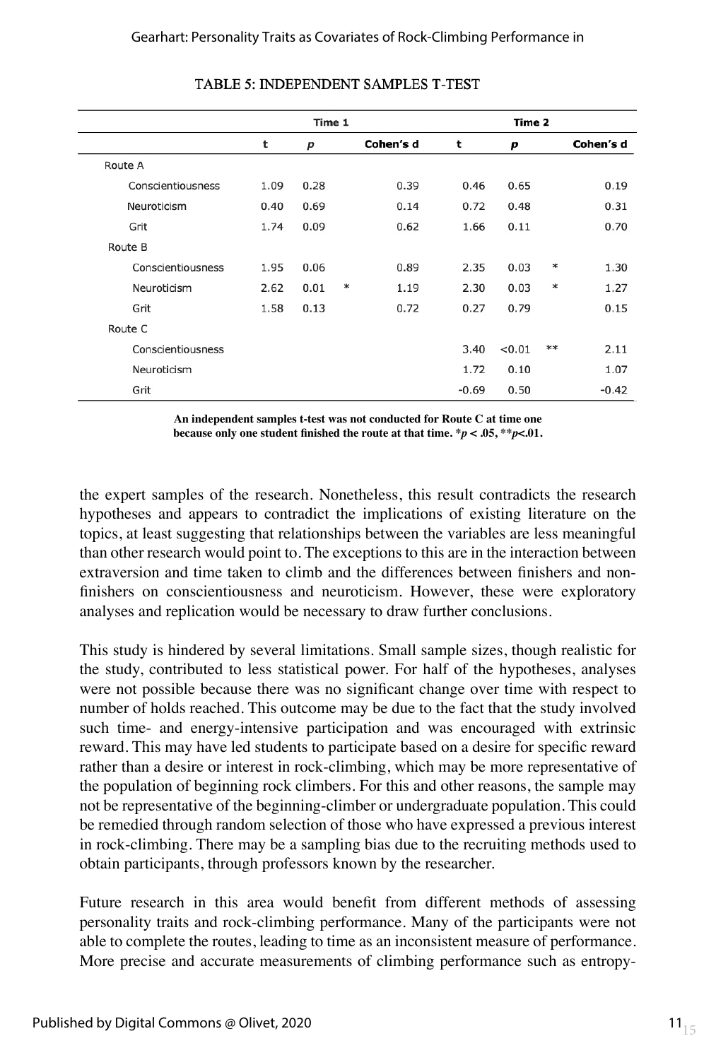TABLE 5: INDEPENDENT SAMPLES T-TEST

| | Time 1 | | | | Time 2 | | | |
|---|---|---|---|---|---|---|---|---|
| | t | p | | Cohen's d | t | p | | Cohen's d |
| Route A | | | | | | | | |
| Conscientiousness | 1.09 | 0.28 | | 0.39 | 0.46 | 0.65 | | 0.19 |
| Neuroticism | 0.40 | 0.69 | | 0.14 | 0.72 | 0.48 | | 0.31 |
| Grit | 1.74 | 0.09 | | 0.62 | 1.66 | 0.11 | | 0.70 |
| Route B | | | | | | | | |
| Conscientiousness | 1.95 | 0.06 | | 0.89 | 2.35 | 0.03 | * | 1.30 |
| Neuroticism | 2.62 | 0.01 | * | 1.19 | 2.30 | 0.03 | * | 1.27 |
| Grit | 1.58 | 0.13 | | 0.72 | 0.27 | 0.79 | | 0.15 |
| Route C | | | | | | | | |
| Conscientiousness | | | | | 3.40 | <0.01 | ** | 2.11 |
| Neuroticism | | | | | 1.72 | 0.10 | | 1.07 |
| Grit | | | | | -0.69 | 0.50 | | -0.42 |

**An independent samples t-test was not conducted for Route C at time one because only one student finished the route at that time. \*$p < .05$, \*\*$p < .01$.**

the expert samples of the research. Nonetheless, this result contradicts the research hypotheses and appears to contradict the implications of existing literature on the topics, at least suggesting that relationships between the variables are less meaningful than other research would point to. The exceptions to this are in the interaction between extraversion and time taken to climb and the differences between finishers and non-finishers on conscientiousness and neuroticism. However, these were exploratory analyses and replication would be necessary to draw further conclusions.

This study is hindered by several limitations. Small sample sizes, though realistic for the study, contributed to less statistical power. For half of the hypotheses, analyses were not possible because there was no significant change over time with respect to number of holds reached. This outcome may be due to the fact that the study involved such time- and energy-intensive participation and was encouraged with extrinsic reward. This may have led students to participate based on a desire for specific reward rather than a desire or interest in rock-climbing, which may be more representative of the population of beginning rock climbers. For this and other reasons, the sample may not be representative of the beginning-climber or undergraduate population. This could be remedied through random selection of those who have expressed a previous interest in rock-climbing. There may be a sampling bias due to the recruiting methods used to obtain participants, through professors known by the researcher.

Future research in this area would benefit from different methods of assessing personality traits and rock-climbing performance. Many of the participants were not able to complete the routes, leading to time as an inconsistent measure of performance. More precise and accurate measurements of climbing performance such as entropy-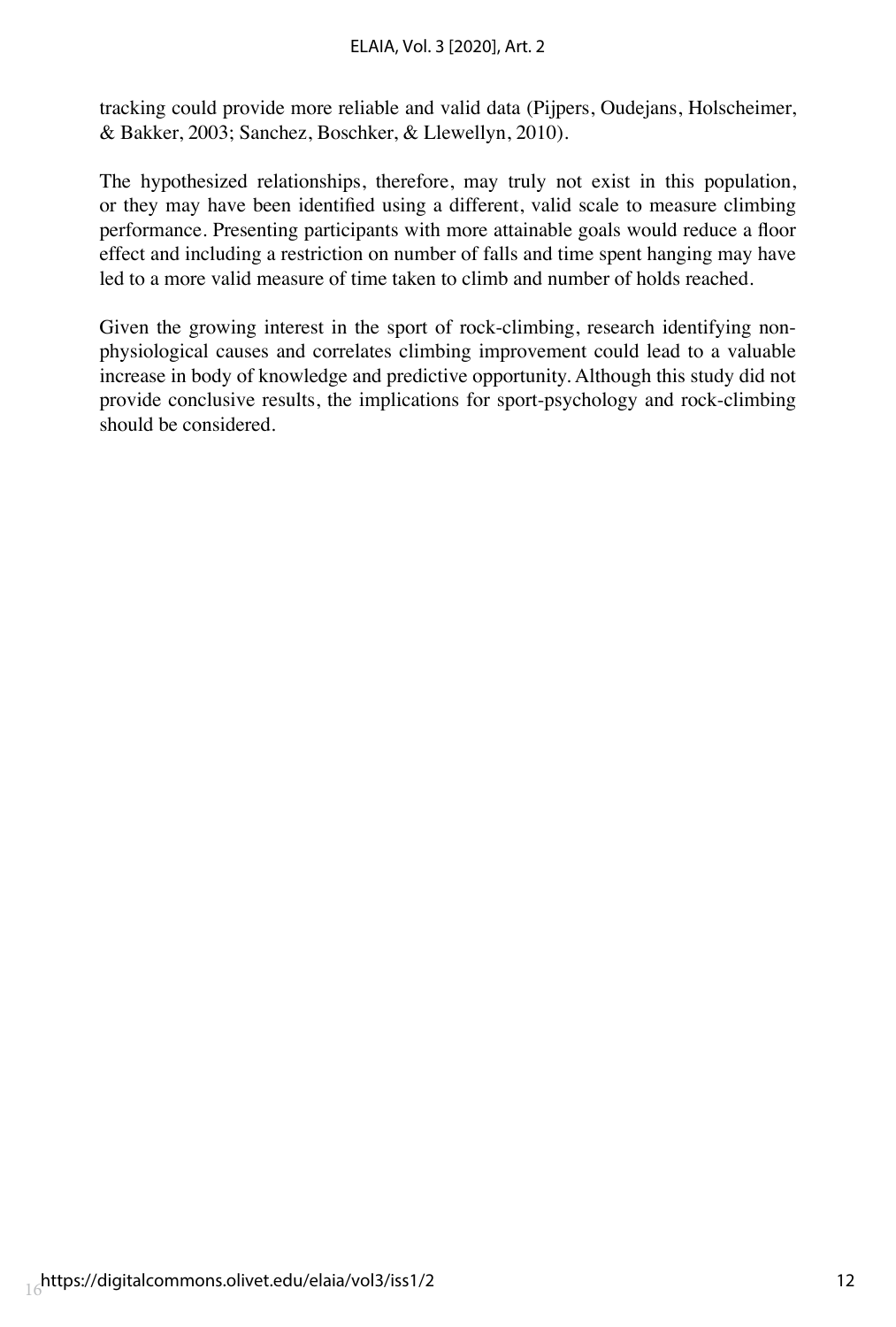tracking could provide more reliable and valid data (Pijpers, Oudejans, Holscheimer, & Bakker, 2003; Sanchez, Boschker, & Llewellyn, 2010).

The hypothesized relationships, therefore, may truly not exist in this population, or they may have been identified using a different, valid scale to measure climbing performance. Presenting participants with more attainable goals would reduce a floor effect and including a restriction on number of falls and time spent hanging may have led to a more valid measure of time taken to climb and number of holds reached.

Given the growing interest in the sport of rock-climbing, research identifying non-physiological causes and correlates climbing improvement could lead to a valuable increase in body of knowledge and predictive opportunity. Although this study did not provide conclusive results, the implications for sport-psychology and rock-climbing should be considered.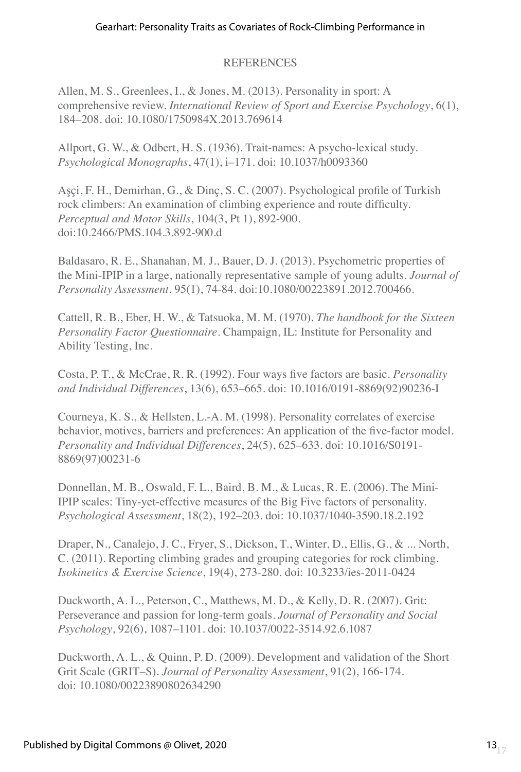## REFERENCES

Allen, M. S., Greenlees, I., & Jones, M. (2013). Personality in sport: A comprehensive review. *International Review of Sport and Exercise Psychology*, 6(1), 184–208. doi: 10.1080/1750984X.2013.769614

Allport, G. W., & Odbert, H. S. (1936). Trait-names: A psycho-lexical study. *Psychological Monographs*, 47(1), i–171. doi: 10.1037/h0093360

Aşçi, F. H., Demirhan, G., & Dinç, S. C. (2007). Psychological profile of Turkish rock climbers: An examination of climbing experience and route difficulty. *Perceptual and Motor Skills*, 104(3, Pt 1), 892-900. doi:10.2466/PMS.104.3.892-900.d

Baldasaro, R. E., Shanahan, M. J., Bauer, D. J. (2013). Psychometric properties of the Mini-IPIP in a large, nationally representative sample of young adults. *Journal of Personality Assessment*. 95(1), 74-84. doi:10.1080/00223891.2012.700466.

Cattell, R. B., Eber, H. W., & Tatsuoka, M. M. (1970). *The handbook for the Sixteen Personality Factor Questionnaire*. Champaign, IL: Institute for Personality and Ability Testing, Inc.

Costa, P. T., & McCrae, R. R. (1992). Four ways five factors are basic. *Personality and Individual Differences*, 13(6), 653–665. doi: 10.1016/0191-8869(92)90236-I

Courneya, K. S., & Hellsten, L.-A. M. (1998). Personality correlates of exercise behavior, motives, barriers and preferences: An application of the five-factor model. *Personality and Individual Differences*, 24(5), 625–633. doi: 10.1016/S0191-8869(97)00231-6

Donnellan, M. B., Oswald, F. L., Baird, B. M., & Lucas, R. E. (2006). The Mini-IPIP scales: Tiny-yet-effective measures of the Big Five factors of personality. *Psychological Assessment*, 18(2), 192–203. doi: 10.1037/1040-3590.18.2.192

Draper, N., Canalejo, J. C., Fryer, S., Dickson, T., Winter, D., Ellis, G., & ... North, C. (2011). Reporting climbing grades and grouping categories for rock climbing. *Isokinetics & Exercise Science*, 19(4), 273-280. doi: 10.3233/ies-2011-0424

Duckworth, A. L., Peterson, C., Matthews, M. D., & Kelly, D. R. (2007). Grit: Perseverance and passion for long-term goals. *Journal of Personality and Social Psychology*, 92(6), 1087–1101. doi: 10.1037/0022-3514.92.6.1087

Duckworth, A. L., & Quinn, P. D. (2009). Development and validation of the Short Grit Scale (GRIT–S). *Journal of Personality Assessment*, 91(2), 166-174. doi: 10.1080/00223890802634290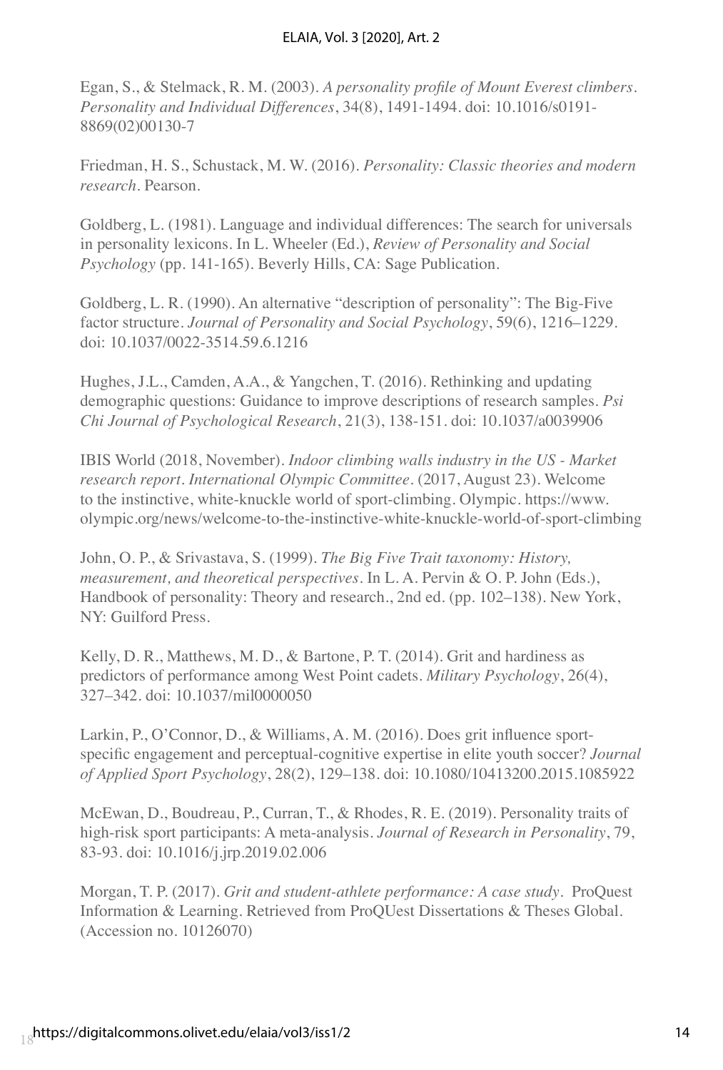Egan, S., & Stelmack, R. M. (2003). *A personality profile of Mount Everest climbers. Personality and Individual Differences*, 34(8), 1491-1494. doi: 10.1016/s0191-8869(02)00130-7

Friedman, H. S., Schustack, M. W. (2016). *Personality: Classic theories and modern research*. Pearson.

Goldberg, L. (1981). Language and individual differences: The search for universals in personality lexicons. In L. Wheeler (Ed.), *Review of Personality and Social Psychology* (pp. 141-165). Beverly Hills, CA: Sage Publication.

Goldberg, L. R. (1990). An alternative "description of personality": The Big-Five factor structure. *Journal of Personality and Social Psychology*, 59(6), 1216–1229. doi: 10.1037/0022-3514.59.6.1216

Hughes, J.L., Camden, A.A., & Yangchen, T. (2016). Rethinking and updating demographic questions: Guidance to improve descriptions of research samples. *Psi Chi Journal of Psychological Research*, 21(3), 138-151. doi: 10.1037/a0039906

IBIS World (2018, November). *Indoor climbing walls industry in the US - Market research report*. *International Olympic Committee*. (2017, August 23). Welcome to the instinctive, white-knuckle world of sport-climbing. Olympic. https://www.olympic.org/news/welcome-to-the-instinctive-white-knuckle-world-of-sport-climbing

John, O. P., & Srivastava, S. (1999). *The Big Five Trait taxonomy: History, measurement, and theoretical perspectives*. In L. A. Pervin & O. P. John (Eds.), Handbook of personality: Theory and research., 2nd ed. (pp. 102–138). New York, NY: Guilford Press.

Kelly, D. R., Matthews, M. D., & Bartone, P. T. (2014). Grit and hardiness as predictors of performance among West Point cadets. *Military Psychology*, 26(4), 327–342. doi: 10.1037/mil0000050

Larkin, P., O'Connor, D., & Williams, A. M. (2016). Does grit influence sport-specific engagement and perceptual-cognitive expertise in elite youth soccer? *Journal of Applied Sport Psychology*, 28(2), 129–138. doi: 10.1080/10413200.2015.1085922

McEwan, D., Boudreau, P., Curran, T., & Rhodes, R. E. (2019). Personality traits of high-risk sport participants: A meta-analysis. *Journal of Research in Personality*, 79, 83-93. doi: 10.1016/j.jrp.2019.02.006

Morgan, T. P. (2017). *Grit and student-athlete performance: A case study*. ProQuest Information & Learning. Retrieved from ProQUest Dissertations & Theses Global. (Accession no. 10126070)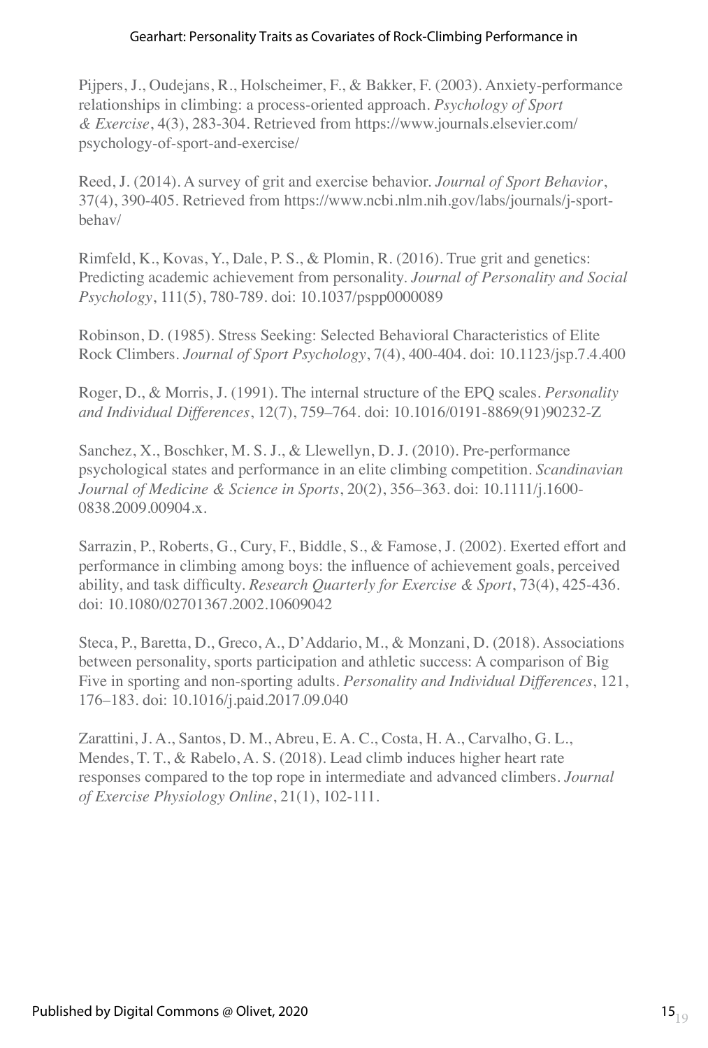Pijpers, J., Oudejans, R., Holscheimer, F., & Bakker, F. (2003). Anxiety-performance relationships in climbing: a process-oriented approach. *Psychology of Sport & Exercise*, 4(3), 283-304. Retrieved from https://www.journals.elsevier.com/psychology-of-sport-and-exercise/

Reed, J. (2014). A survey of grit and exercise behavior. *Journal of Sport Behavior*, 37(4), 390-405. Retrieved from https://www.ncbi.nlm.nih.gov/labs/journals/j-sport-behav/

Rimfeld, K., Kovas, Y., Dale, P. S., & Plomin, R. (2016). True grit and genetics: Predicting academic achievement from personality. *Journal of Personality and Social Psychology*, 111(5), 780-789. doi: 10.1037/pspp0000089

Robinson, D. (1985). Stress Seeking: Selected Behavioral Characteristics of Elite Rock Climbers. *Journal of Sport Psychology*, 7(4), 400-404. doi: 10.1123/jsp.7.4.400

Roger, D., & Morris, J. (1991). The internal structure of the EPQ scales. *Personality and Individual Differences*, 12(7), 759–764. doi: 10.1016/0191-8869(91)90232-Z

Sanchez, X., Boschker, M. S. J., & Llewellyn, D. J. (2010). Pre-performance psychological states and performance in an elite climbing competition. *Scandinavian Journal of Medicine & Science in Sports*, 20(2), 356–363. doi: 10.1111/j.1600-0838.2009.00904.x.

Sarrazin, P., Roberts, G., Cury, F., Biddle, S., & Famose, J. (2002). Exerted effort and performance in climbing among boys: the influence of achievement goals, perceived ability, and task difficulty. *Research Quarterly for Exercise & Sport*, 73(4), 425-436. doi: 10.1080/02701367.2002.10609042

Steca, P., Baretta, D., Greco, A., D'Addario, M., & Monzani, D. (2018). Associations between personality, sports participation and athletic success: A comparison of Big Five in sporting and non-sporting adults. *Personality and Individual Differences*, 121, 176–183. doi: 10.1016/j.paid.2017.09.040

Zarattini, J. A., Santos, D. M., Abreu, E. A. C., Costa, H. A., Carvalho, G. L., Mendes, T. T., & Rabelo, A. S. (2018). Lead climb induces higher heart rate responses compared to the top rope in intermediate and advanced climbers. *Journal of Exercise Physiology Online*, 21(1), 102-111.